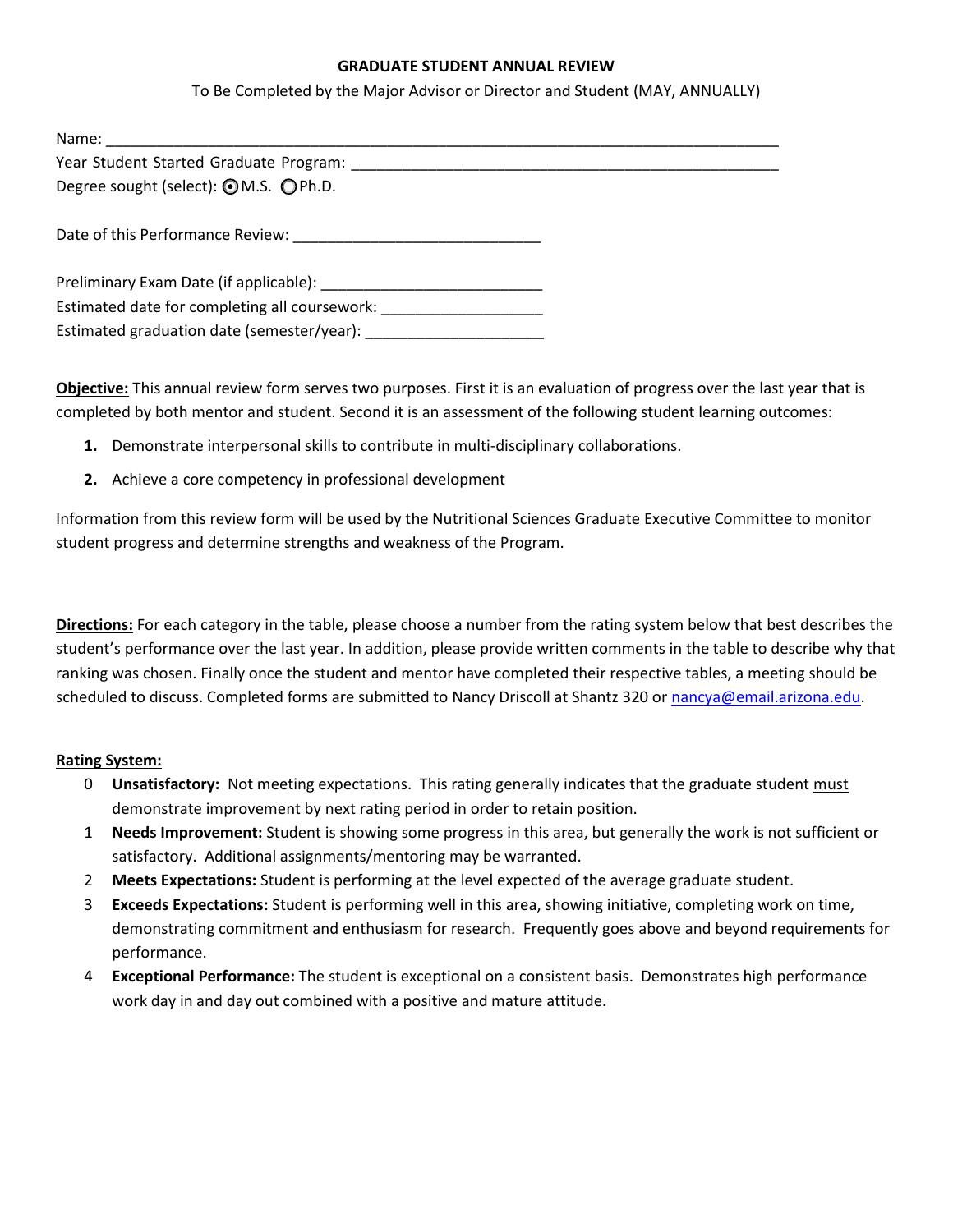# GRADUATE STUDENT ANNUAL REVIEW

To Be Completed by the Major Advisor or Director and Student (MAY, ANNUALLY)

Name: ___________________________________________________________________________

Year Student Started Graduate Program: ______________________________________________

Degree sought (select): ◉ M.S. ○ Ph.D.

Date of this Performance Review: ____________________________

Preliminary Exam Date (if applicable): _________________________

Estimated date for completing all coursework: __________________

Estimated graduation date (semester/year): ____________________

**Objective:** This annual review form serves two purposes. First it is an evaluation of progress over the last year that is completed by both mentor and student. Second it is an assessment of the following student learning outcomes:

1. Demonstrate interpersonal skills to contribute in multi-disciplinary collaborations.
2. Achieve a core competency in professional development

Information from this review form will be used by the Nutritional Sciences Graduate Executive Committee to monitor student progress and determine strengths and weakness of the Program.

**Directions:** For each category in the table, please choose a number from the rating system below that best describes the student's performance over the last year. In addition, please provide written comments in the table to describe why that ranking was chosen. Finally once the student and mentor have completed their respective tables, a meeting should be scheduled to discuss. Completed forms are submitted to Nancy Driscoll at Shantz 320 or nancya@email.arizona.edu.

**Rating System:**

- 0 **Unsatisfactory:** Not meeting expectations. This rating generally indicates that the graduate student must demonstrate improvement by next rating period in order to retain position.
- 1 **Needs Improvement:** Student is showing some progress in this area, but generally the work is not sufficient or satisfactory. Additional assignments/mentoring may be warranted.
- 2 **Meets Expectations:** Student is performing at the level expected of the average graduate student.
- 3 **Exceeds Expectations:** Student is performing well in this area, showing initiative, completing work on time, demonstrating commitment and enthusiasm for research. Frequently goes above and beyond requirements for performance.
- 4 **Exceptional Performance:** The student is exceptional on a consistent basis. Demonstrates high performance work day in and day out combined with a positive and mature attitude.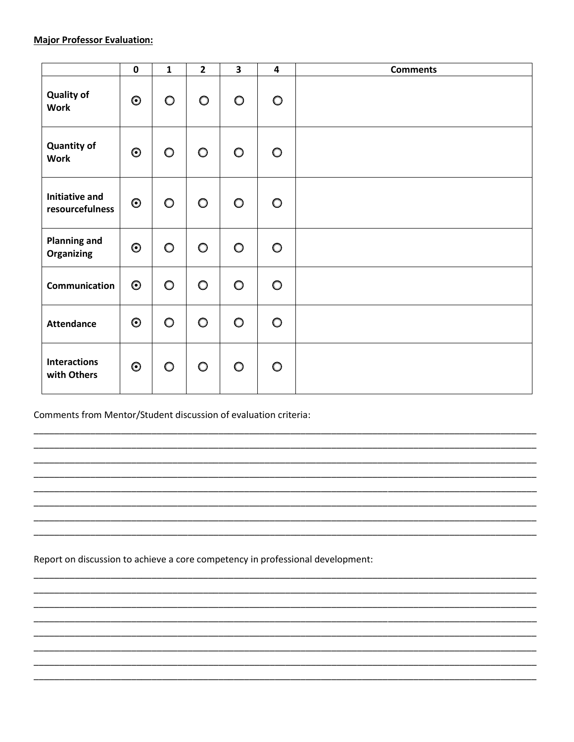**Major Professor Evaluation:**

| | 0 | 1 | 2 | 3 | 4 | Comments |
|---|---|---|---|---|---|---|
| **Quality of Work** | ⊙ | ○ | ○ | ○ | ○ | |
| **Quantity of Work** | ⊙ | ○ | ○ | ○ | ○ | |
| **Initiative and resourcefulness** | ⊙ | ○ | ○ | ○ | ○ | |
| **Planning and Organizing** | ⊙ | ○ | ○ | ○ | ○ | |
| **Communication** | ⊙ | ○ | ○ | ○ | ○ | |
| **Attendance** | ⊙ | ○ | ○ | ○ | ○ | |
| **Interactions with Others** | ⊙ | ○ | ○ | ○ | ○ | |

Comments from Mentor/Student discussion of evaluation criteria:

______________________________________________________________________________________________
______________________________________________________________________________________________
______________________________________________________________________________________________
______________________________________________________________________________________________
______________________________________________________________________________________________
______________________________________________________________________________________________
______________________________________________________________________________________________
______________________________________________________________________________________________

Report on discussion to achieve a core competency in professional development:

______________________________________________________________________________________________
______________________________________________________________________________________________
______________________________________________________________________________________________
______________________________________________________________________________________________
______________________________________________________________________________________________
______________________________________________________________________________________________
______________________________________________________________________________________________
______________________________________________________________________________________________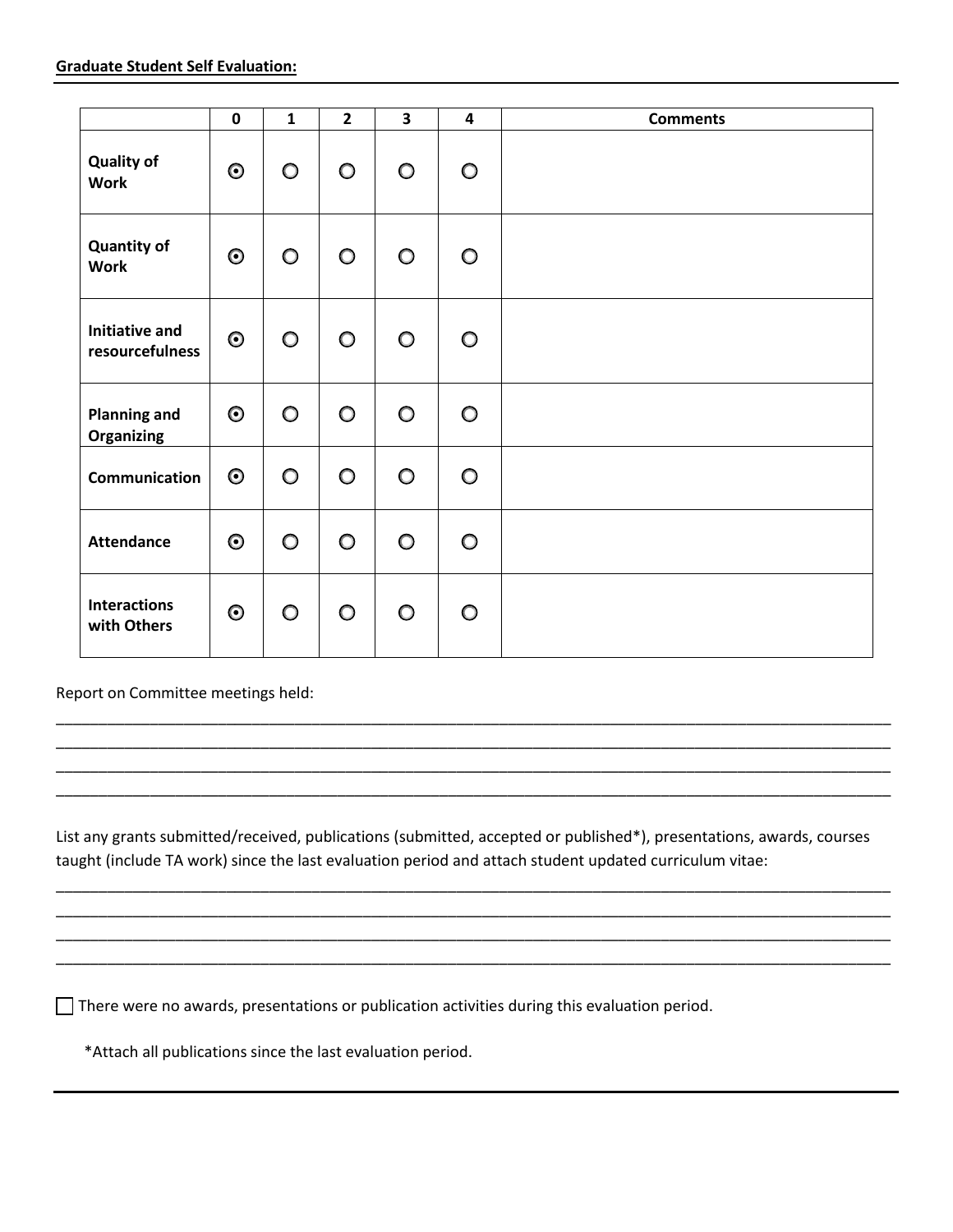**Graduate Student Self Evaluation:**

| | 0 | 1 | 2 | 3 | 4 | Comments |
|---|---|---|---|---|---|---|
| **Quality of Work** | ⦿ | ○ | ○ | ○ | ○ | |
| **Quantity of Work** | ⦿ | ○ | ○ | ○ | ○ | |
| **Initiative and resourcefulness** | ⦿ | ○ | ○ | ○ | ○ | |
| **Planning and Organizing** | ⦿ | ○ | ○ | ○ | ○ | |
| **Communication** | ⦿ | ○ | ○ | ○ | ○ | |
| **Attendance** | ⦿ | ○ | ○ | ○ | ○ | |
| **Interactions with Others** | ⦿ | ○ | ○ | ○ | ○ | |

Report on Committee meetings held:

______________________________________________________________________________________
______________________________________________________________________________________
______________________________________________________________________________________
______________________________________________________________________________________

List any grants submitted/received, publications (submitted, accepted or published*), presentations, awards, courses taught (include TA work) since the last evaluation period and attach student updated curriculum vitae:

______________________________________________________________________________________
______________________________________________________________________________________
______________________________________________________________________________________
______________________________________________________________________________________

☐ There were no awards, presentations or publication activities during this evaluation period.

*Attach all publications since the last evaluation period.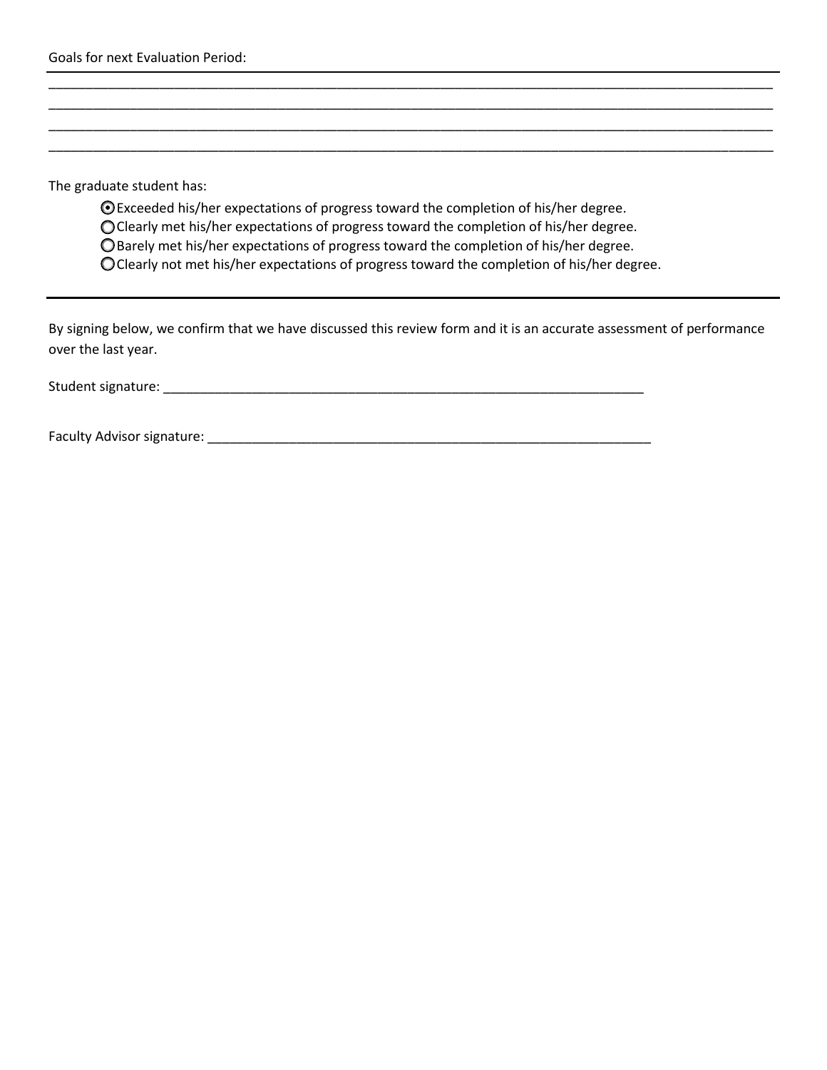Goals for next Evaluation Period:

---

_______________________________________________________________________________________________

_______________________________________________________________________________________________

_______________________________________________________________________________________________

_______________________________________________________________________________________________

The graduate student has:

- ◉ Exceeded his/her expectations of progress toward the completion of his/her degree.
- ○ Clearly met his/her expectations of progress toward the completion of his/her degree.
- ○ Barely met his/her expectations of progress toward the completion of his/her degree.
- ○ Clearly not met his/her expectations of progress toward the completion of his/her degree.

---

By signing below, we confirm that we have discussed this review form and it is an accurate assessment of performance over the last year.

Student signature: ____________________________________________________________________

Faculty Advisor signature: ______________________________________________________________